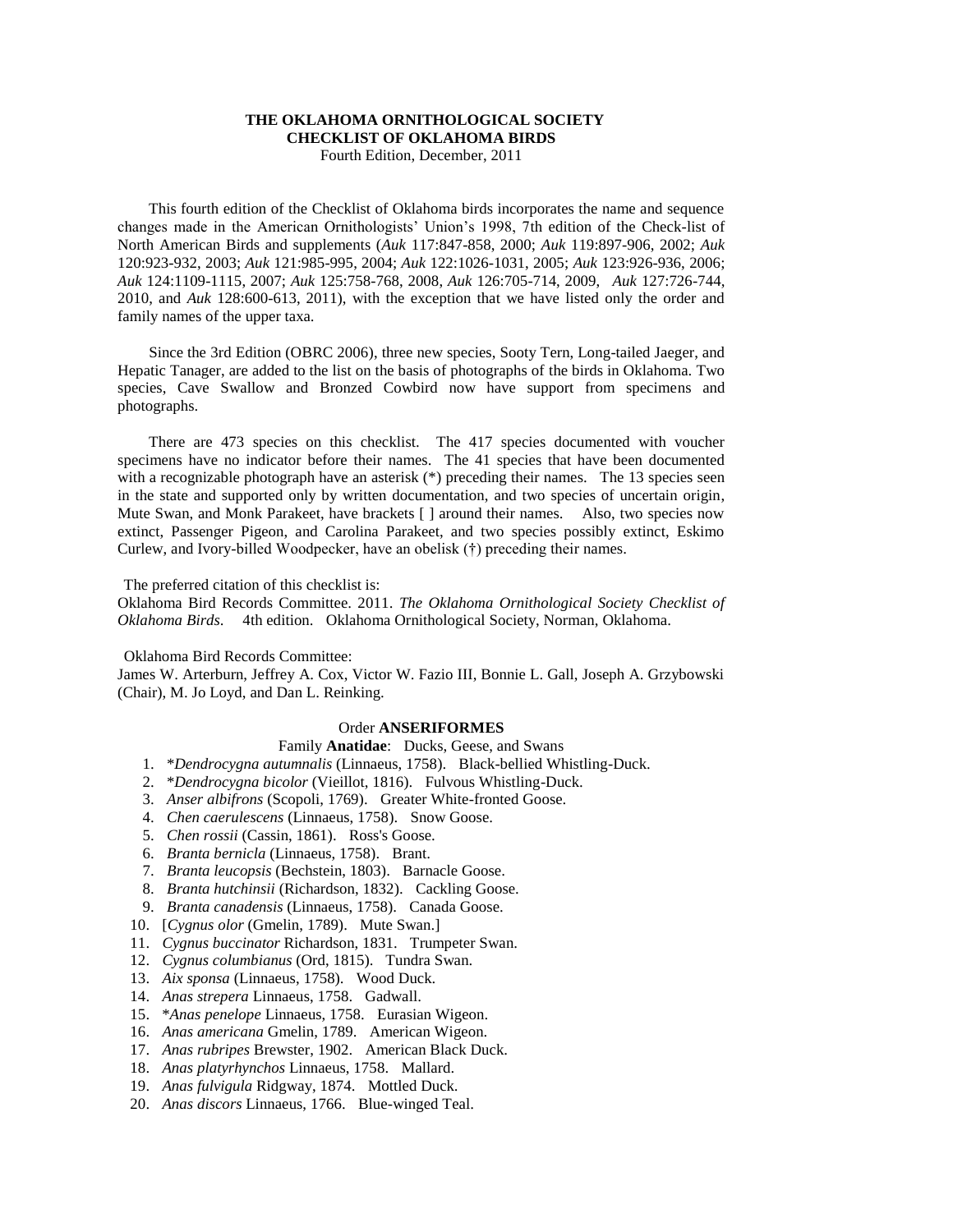**THE OKLAHOMA ORNITHOLOGICAL SOCIETY**
**CHECKLIST OF OKLAHOMA BIRDS**
Fourth Edition, December, 2011

This fourth edition of the Checklist of Oklahoma birds incorporates the name and sequence changes made in the American Ornithologists' Union's 1998, 7th edition of the Check-list of North American Birds and supplements (*Auk* 117:847-858, 2000; *Auk* 119:897-906, 2002; *Auk* 120:923-932, 2003; *Auk* 121:985-995, 2004; *Auk* 122:1026-1031, 2005; *Auk* 123:926-936, 2006; *Auk* 124:1109-1115, 2007; *Auk* 125:758-768, 2008, *Auk* 126:705-714, 2009, *Auk* 127:726-744, 2010, and *Auk* 128:600-613, 2011), with the exception that we have listed only the order and family names of the upper taxa.

Since the 3rd Edition (OBRC 2006), three new species, Sooty Tern, Long-tailed Jaeger, and Hepatic Tanager, are added to the list on the basis of photographs of the birds in Oklahoma. Two species, Cave Swallow and Bronzed Cowbird now have support from specimens and photographs.

There are 473 species on this checklist. The 417 species documented with voucher specimens have no indicator before their names. The 41 species that have been documented with a recognizable photograph have an asterisk (*) preceding their names. The 13 species seen in the state and supported only by written documentation, and two species of uncertain origin, Mute Swan, and Monk Parakeet, have brackets [ ] around their names. Also, two species now extinct, Passenger Pigeon, and Carolina Parakeet, and two species possibly extinct, Eskimo Curlew, and Ivory-billed Woodpecker, have an obelisk (†) preceding their names.

The preferred citation of this checklist is:
Oklahoma Bird Records Committee. 2011. *The Oklahoma Ornithological Society Checklist of Oklahoma Birds*. 4th edition. Oklahoma Ornithological Society, Norman, Oklahoma.

Oklahoma Bird Records Committee:
James W. Arterburn, Jeffrey A. Cox, Victor W. Fazio III, Bonnie L. Gall, Joseph A. Grzybowski (Chair), M. Jo Loyd, and Dan L. Reinking.

## Order **ANSERIFORMES**

### Family **Anatidae**: Ducks, Geese, and Swans

1. **Dendrocygna autumnalis* (Linnaeus, 1758). Black-bellied Whistling-Duck.
2. **Dendrocygna bicolor* (Vieillot, 1816). Fulvous Whistling-Duck.
3. *Anser albifrons* (Scopoli, 1769). Greater White-fronted Goose.
4. *Chen caerulescens* (Linnaeus, 1758). Snow Goose.
5. *Chen rossii* (Cassin, 1861). Ross's Goose.
6. *Branta bernicla* (Linnaeus, 1758). Brant.
7. *Branta leucopsis* (Bechstein, 1803). Barnacle Goose.
8. *Branta hutchinsii* (Richardson, 1832). Cackling Goose.
9. *Branta canadensis* (Linnaeus, 1758). Canada Goose.
10. [*Cygnus olor* (Gmelin, 1789). Mute Swan.]
11. *Cygnus buccinator* Richardson, 1831. Trumpeter Swan.
12. *Cygnus columbianus* (Ord, 1815). Tundra Swan.
13. *Aix sponsa* (Linnaeus, 1758). Wood Duck.
14. *Anas strepera* Linnaeus, 1758. Gadwall.
15. **Anas penelope* Linnaeus, 1758. Eurasian Wigeon.
16. *Anas americana* Gmelin, 1789. American Wigeon.
17. *Anas rubripes* Brewster, 1902. American Black Duck.
18. *Anas platyrhynchos* Linnaeus, 1758. Mallard.
19. *Anas fulvigula* Ridgway, 1874. Mottled Duck.
20. *Anas discors* Linnaeus, 1766. Blue-winged Teal.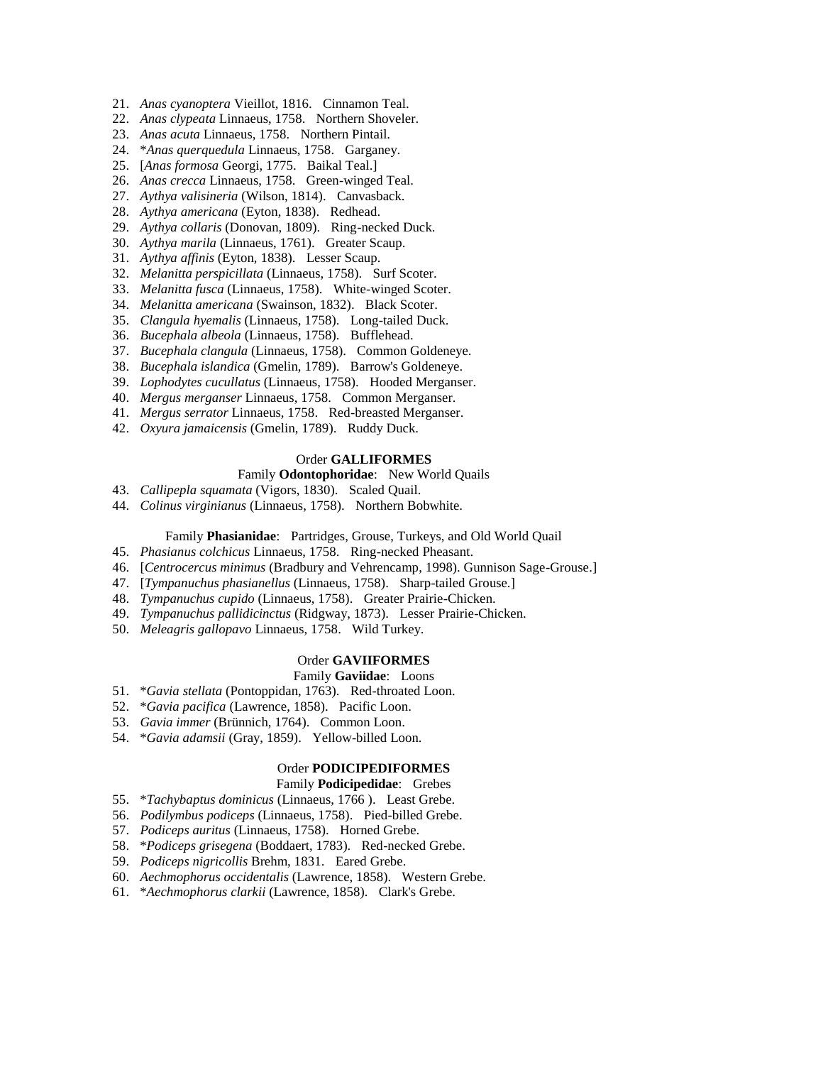21. *Anas cyanoptera* Vieillot, 1816. Cinnamon Teal.
22. *Anas clypeata* Linnaeus, 1758. Northern Shoveler.
23. *Anas acuta* Linnaeus, 1758. Northern Pintail.
24. \**Anas querquedula* Linnaeus, 1758. Garganey.
25. [*Anas formosa* Georgi, 1775. Baikal Teal.]
26. *Anas crecca* Linnaeus, 1758. Green-winged Teal.
27. *Aythya valisineria* (Wilson, 1814). Canvasback.
28. *Aythya americana* (Eyton, 1838). Redhead.
29. *Aythya collaris* (Donovan, 1809). Ring-necked Duck.
30. *Aythya marila* (Linnaeus, 1761). Greater Scaup.
31. *Aythya affinis* (Eyton, 1838). Lesser Scaup.
32. *Melanitta perspicillata* (Linnaeus, 1758). Surf Scoter.
33. *Melanitta fusca* (Linnaeus, 1758). White-winged Scoter.
34. *Melanitta americana* (Swainson, 1832). Black Scoter.
35. *Clangula hyemalis* (Linnaeus, 1758). Long-tailed Duck.
36. *Bucephala albeola* (Linnaeus, 1758). Bufflehead.
37. *Bucephala clangula* (Linnaeus, 1758). Common Goldeneye.
38. *Bucephala islandica* (Gmelin, 1789). Barrow's Goldeneye.
39. *Lophodytes cucullatus* (Linnaeus, 1758). Hooded Merganser.
40. *Mergus merganser* Linnaeus, 1758. Common Merganser.
41. *Mergus serrator* Linnaeus, 1758. Red-breasted Merganser.
42. *Oxyura jamaicensis* (Gmelin, 1789). Ruddy Duck.

### Order **GALLIFORMES**

#### Family **Odontophoridae**: New World Quails

43. *Callipepla squamata* (Vigors, 1830). Scaled Quail.
44. *Colinus virginianus* (Linnaeus, 1758). Northern Bobwhite.

#### Family **Phasianidae**: Partridges, Grouse, Turkeys, and Old World Quail

45. *Phasianus colchicus* Linnaeus, 1758. Ring-necked Pheasant.
46. [*Centrocercus minimus* (Bradbury and Vehrencamp, 1998). Gunnison Sage-Grouse.]
47. [*Tympanuchus phasianellus* (Linnaeus, 1758). Sharp-tailed Grouse.]
48. *Tympanuchus cupido* (Linnaeus, 1758). Greater Prairie-Chicken.
49. *Tympanuchus pallidicinctus* (Ridgway, 1873). Lesser Prairie-Chicken.
50. *Meleagris gallopavo* Linnaeus, 1758. Wild Turkey.

### Order **GAVIIFORMES**

#### Family **Gaviidae**: Loons

51. \**Gavia stellata* (Pontoppidan, 1763). Red-throated Loon.
52. \**Gavia pacifica* (Lawrence, 1858). Pacific Loon.
53. *Gavia immer* (Brünnich, 1764). Common Loon.
54. \**Gavia adamsii* (Gray, 1859). Yellow-billed Loon.

### Order **PODICIPEDIFORMES**

#### Family **Podicipedidae**: Grebes

55. \**Tachybaptus dominicus* (Linnaeus, 1766 ). Least Grebe.
56. *Podilymbus podiceps* (Linnaeus, 1758). Pied-billed Grebe.
57. *Podiceps auritus* (Linnaeus, 1758). Horned Grebe.
58. \**Podiceps grisegena* (Boddaert, 1783). Red-necked Grebe.
59. *Podiceps nigricollis* Brehm, 1831. Eared Grebe.
60. *Aechmophorus occidentalis* (Lawrence, 1858). Western Grebe.
61. \**Aechmophorus clarkii* (Lawrence, 1858). Clark's Grebe.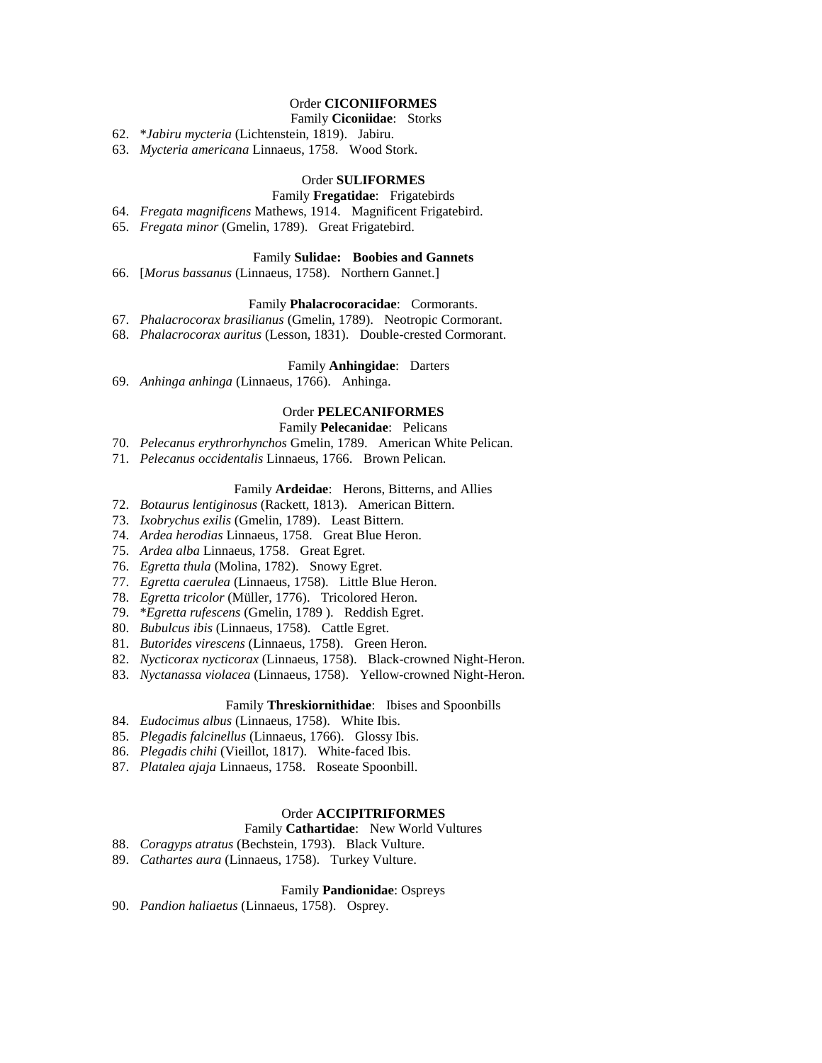Order **CICONIIFORMES**

Family **Ciconiidae**: Storks

62. **Jabiru mycteria* (Lichtenstein, 1819). Jabiru.
63. *Mycteria americana* Linnaeus, 1758. Wood Stork.

Order **SULIFORMES**

Family **Fregatidae**: Frigatebirds

64. *Fregata magnificens* Mathews, 1914. Magnificent Frigatebird.
65. *Fregata minor* (Gmelin, 1789). Great Frigatebird.

Family **Sulidae: Boobies and Gannets**

66. [*Morus bassanus* (Linnaeus, 1758). Northern Gannet.]

Family **Phalacrocoracidae**: Cormorants.

67. *Phalacrocorax brasilianus* (Gmelin, 1789). Neotropic Cormorant.
68. *Phalacrocorax auritus* (Lesson, 1831). Double-crested Cormorant.

Family **Anhingidae**: Darters

69. *Anhinga anhinga* (Linnaeus, 1766). Anhinga.

Order **PELECANIFORMES**

Family **Pelecanidae**: Pelicans

70. *Pelecanus erythrorhynchos* Gmelin, 1789. American White Pelican.
71. *Pelecanus occidentalis* Linnaeus, 1766. Brown Pelican.

Family **Ardeidae**: Herons, Bitterns, and Allies

72. *Botaurus lentiginosus* (Rackett, 1813). American Bittern.
73. *Ixobrychus exilis* (Gmelin, 1789). Least Bittern.
74. *Ardea herodias* Linnaeus, 1758. Great Blue Heron.
75. *Ardea alba* Linnaeus, 1758. Great Egret.
76. *Egretta thula* (Molina, 1782). Snowy Egret.
77. *Egretta caerulea* (Linnaeus, 1758). Little Blue Heron.
78. *Egretta tricolor* (Müller, 1776). Tricolored Heron.
79. **Egretta rufescens* (Gmelin, 1789 ). Reddish Egret.
80. *Bubulcus ibis* (Linnaeus, 1758). Cattle Egret.
81. *Butorides virescens* (Linnaeus, 1758). Green Heron.
82. *Nycticorax nycticorax* (Linnaeus, 1758). Black-crowned Night-Heron.
83. *Nyctanassa violacea* (Linnaeus, 1758). Yellow-crowned Night-Heron.

Family **Threskiornithidae**: Ibises and Spoonbills

84. *Eudocimus albus* (Linnaeus, 1758). White Ibis.
85. *Plegadis falcinellus* (Linnaeus, 1766). Glossy Ibis.
86. *Plegadis chihi* (Vieillot, 1817). White-faced Ibis.
87. *Platalea ajaja* Linnaeus, 1758. Roseate Spoonbill.

Order **ACCIPITRIFORMES**

Family **Cathartidae**: New World Vultures

88. *Coragyps atratus* (Bechstein, 1793). Black Vulture.
89. *Cathartes aura* (Linnaeus, 1758). Turkey Vulture.

Family **Pandionidae**: Ospreys

90. *Pandion haliaetus* (Linnaeus, 1758). Osprey.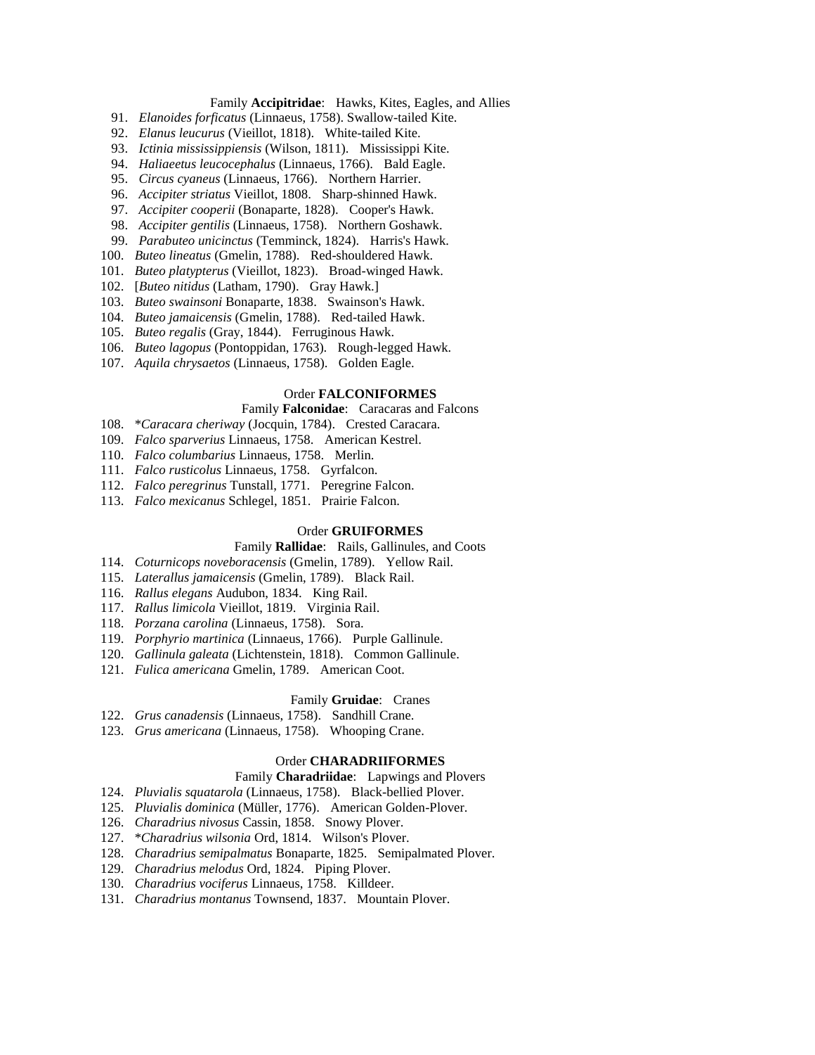Family **Accipitridae**: Hawks, Kites, Eagles, and Allies

91. *Elanoides forficatus* (Linnaeus, 1758). Swallow-tailed Kite.
92. *Elanus leucurus* (Vieillot, 1818). White-tailed Kite.
93. *Ictinia mississippiensis* (Wilson, 1811). Mississippi Kite.
94. *Haliaeetus leucocephalus* (Linnaeus, 1766). Bald Eagle.
95. *Circus cyaneus* (Linnaeus, 1766). Northern Harrier.
96. *Accipiter striatus* Vieillot, 1808. Sharp-shinned Hawk.
97. *Accipiter cooperii* (Bonaparte, 1828). Cooper's Hawk.
98. *Accipiter gentilis* (Linnaeus, 1758). Northern Goshawk.
99. *Parabuteo unicinctus* (Temminck, 1824). Harris's Hawk.
100. *Buteo lineatus* (Gmelin, 1788). Red-shouldered Hawk.
101. *Buteo platypterus* (Vieillot, 1823). Broad-winged Hawk.
102. [*Buteo nitidus* (Latham, 1790). Gray Hawk.]
103. *Buteo swainsoni* Bonaparte, 1838. Swainson's Hawk.
104. *Buteo jamaicensis* (Gmelin, 1788). Red-tailed Hawk.
105. *Buteo regalis* (Gray, 1844). Ferruginous Hawk.
106. *Buteo lagopus* (Pontoppidan, 1763). Rough-legged Hawk.
107. *Aquila chrysaetos* (Linnaeus, 1758). Golden Eagle.

Order **FALCONIFORMES**

Family **Falconidae**: Caracaras and Falcons

108. \**Caracara cheriway* (Jocquin, 1784). Crested Caracara.
109. *Falco sparverius* Linnaeus, 1758. American Kestrel.
110. *Falco columbarius* Linnaeus, 1758. Merlin.
111. *Falco rusticolus* Linnaeus, 1758. Gyrfalcon.
112. *Falco peregrinus* Tunstall, 1771. Peregrine Falcon.
113. *Falco mexicanus* Schlegel, 1851. Prairie Falcon.

Order **GRUIFORMES**

Family **Rallidae**: Rails, Gallinules, and Coots

114. *Coturnicops noveboracensis* (Gmelin, 1789). Yellow Rail.
115. *Laterallus jamaicensis* (Gmelin, 1789). Black Rail.
116. *Rallus elegans* Audubon, 1834. King Rail.
117. *Rallus limicola* Vieillot, 1819. Virginia Rail.
118. *Porzana carolina* (Linnaeus, 1758). Sora.
119. *Porphyrio martinica* (Linnaeus, 1766). Purple Gallinule.
120. *Gallinula galeata* (Lichtenstein, 1818). Common Gallinule.
121. *Fulica americana* Gmelin, 1789. American Coot.

Family **Gruidae**: Cranes

122. *Grus canadensis* (Linnaeus, 1758). Sandhill Crane.
123. *Grus americana* (Linnaeus, 1758). Whooping Crane.

Order **CHARADRIIFORMES**

Family **Charadriidae**: Lapwings and Plovers

124. *Pluvialis squatarola* (Linnaeus, 1758). Black-bellied Plover.
125. *Pluvialis dominica* (Müller, 1776). American Golden-Plover.
126. *Charadrius nivosus* Cassin, 1858. Snowy Plover.
127. \**Charadrius wilsonia* Ord, 1814. Wilson's Plover.
128. *Charadrius semipalmatus* Bonaparte, 1825. Semipalmated Plover.
129. *Charadrius melodus* Ord, 1824. Piping Plover.
130. *Charadrius vociferus* Linnaeus, 1758. Killdeer.
131. *Charadrius montanus* Townsend, 1837. Mountain Plover.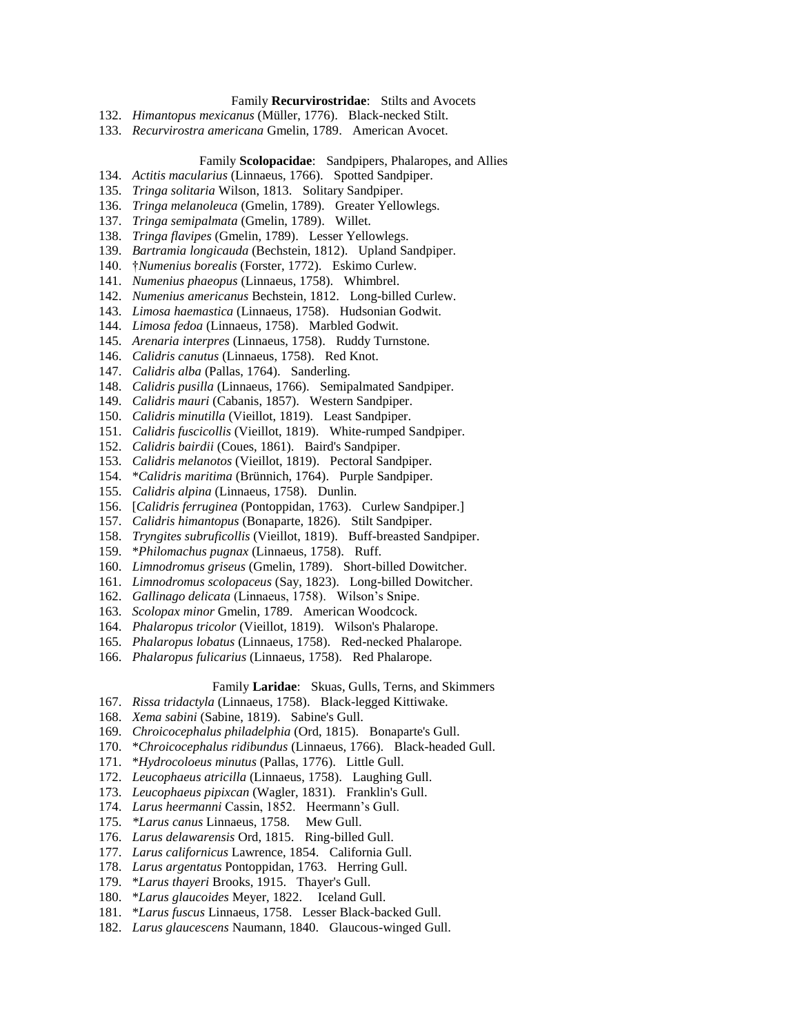Family **Recurvirostridae**: Stilts and Avocets

132. *Himantopus mexicanus* (Müller, 1776). Black-necked Stilt.
133. *Recurvirostra americana* Gmelin, 1789. American Avocet.

Family **Scolopacidae**: Sandpipers, Phalaropes, and Allies

134. *Actitis macularius* (Linnaeus, 1766). Spotted Sandpiper.
135. *Tringa solitaria* Wilson, 1813. Solitary Sandpiper.
136. *Tringa melanoleuca* (Gmelin, 1789). Greater Yellowlegs.
137. *Tringa semipalmata* (Gmelin, 1789). Willet.
138. *Tringa flavipes* (Gmelin, 1789). Lesser Yellowlegs.
139. *Bartramia longicauda* (Bechstein, 1812). Upland Sandpiper.
140. †*Numenius borealis* (Forster, 1772). Eskimo Curlew.
141. *Numenius phaeopus* (Linnaeus, 1758). Whimbrel.
142. *Numenius americanus* Bechstein, 1812. Long-billed Curlew.
143. *Limosa haemastica* (Linnaeus, 1758). Hudsonian Godwit.
144. *Limosa fedoa* (Linnaeus, 1758). Marbled Godwit.
145. *Arenaria interpres* (Linnaeus, 1758). Ruddy Turnstone.
146. *Calidris canutus* (Linnaeus, 1758). Red Knot.
147. *Calidris alba* (Pallas, 1764). Sanderling.
148. *Calidris pusilla* (Linnaeus, 1766). Semipalmated Sandpiper.
149. *Calidris mauri* (Cabanis, 1857). Western Sandpiper.
150. *Calidris minutilla* (Vieillot, 1819). Least Sandpiper.
151. *Calidris fuscicollis* (Vieillot, 1819). White-rumped Sandpiper.
152. *Calidris bairdii* (Coues, 1861). Baird's Sandpiper.
153. *Calidris melanotos* (Vieillot, 1819). Pectoral Sandpiper.
154. \**Calidris maritima* (Brünnich, 1764). Purple Sandpiper.
155. *Calidris alpina* (Linnaeus, 1758). Dunlin.
156. [*Calidris ferruginea* (Pontoppidan, 1763). Curlew Sandpiper.]
157. *Calidris himantopus* (Bonaparte, 1826). Stilt Sandpiper.
158. *Tryngites subruficollis* (Vieillot, 1819). Buff-breasted Sandpiper.
159. \**Philomachus pugnax* (Linnaeus, 1758). Ruff.
160. *Limnodromus griseus* (Gmelin, 1789). Short-billed Dowitcher.
161. *Limnodromus scolopaceus* (Say, 1823). Long-billed Dowitcher.
162. *Gallinago delicata* (Linnaeus, 1758). Wilson's Snipe.
163. *Scolopax minor* Gmelin, 1789. American Woodcock.
164. *Phalaropus tricolor* (Vieillot, 1819). Wilson's Phalarope.
165. *Phalaropus lobatus* (Linnaeus, 1758). Red-necked Phalarope.
166. *Phalaropus fulicarius* (Linnaeus, 1758). Red Phalarope.

Family **Laridae**: Skuas, Gulls, Terns, and Skimmers

167. *Rissa tridactyla* (Linnaeus, 1758). Black-legged Kittiwake.
168. *Xema sabini* (Sabine, 1819). Sabine's Gull.
169. *Chroicocephalus philadelphia* (Ord, 1815). Bonaparte's Gull.
170. \**Chroicocephalus ridibundus* (Linnaeus, 1766). Black-headed Gull.
171. \**Hydrocoloeus minutus* (Pallas, 1776). Little Gull.
172. *Leucophaeus atricilla* (Linnaeus, 1758). Laughing Gull.
173. *Leucophaeus pipixcan* (Wagler, 1831). Franklin's Gull.
174. *Larus heermanni* Cassin, 1852. Heermann's Gull.
175. *\*Larus canus* Linnaeus, 1758. Mew Gull.
176. *Larus delawarensis* Ord, 1815. Ring-billed Gull.
177. *Larus californicus* Lawrence, 1854. California Gull.
178. *Larus argentatus* Pontoppidan, 1763. Herring Gull.
179. \**Larus thayeri* Brooks, 1915. Thayer's Gull.
180. \**Larus glaucoides* Meyer, 1822. Iceland Gull.
181. \**Larus fuscus* Linnaeus, 1758. Lesser Black-backed Gull.
182. *Larus glaucescens* Naumann, 1840. Glaucous-winged Gull.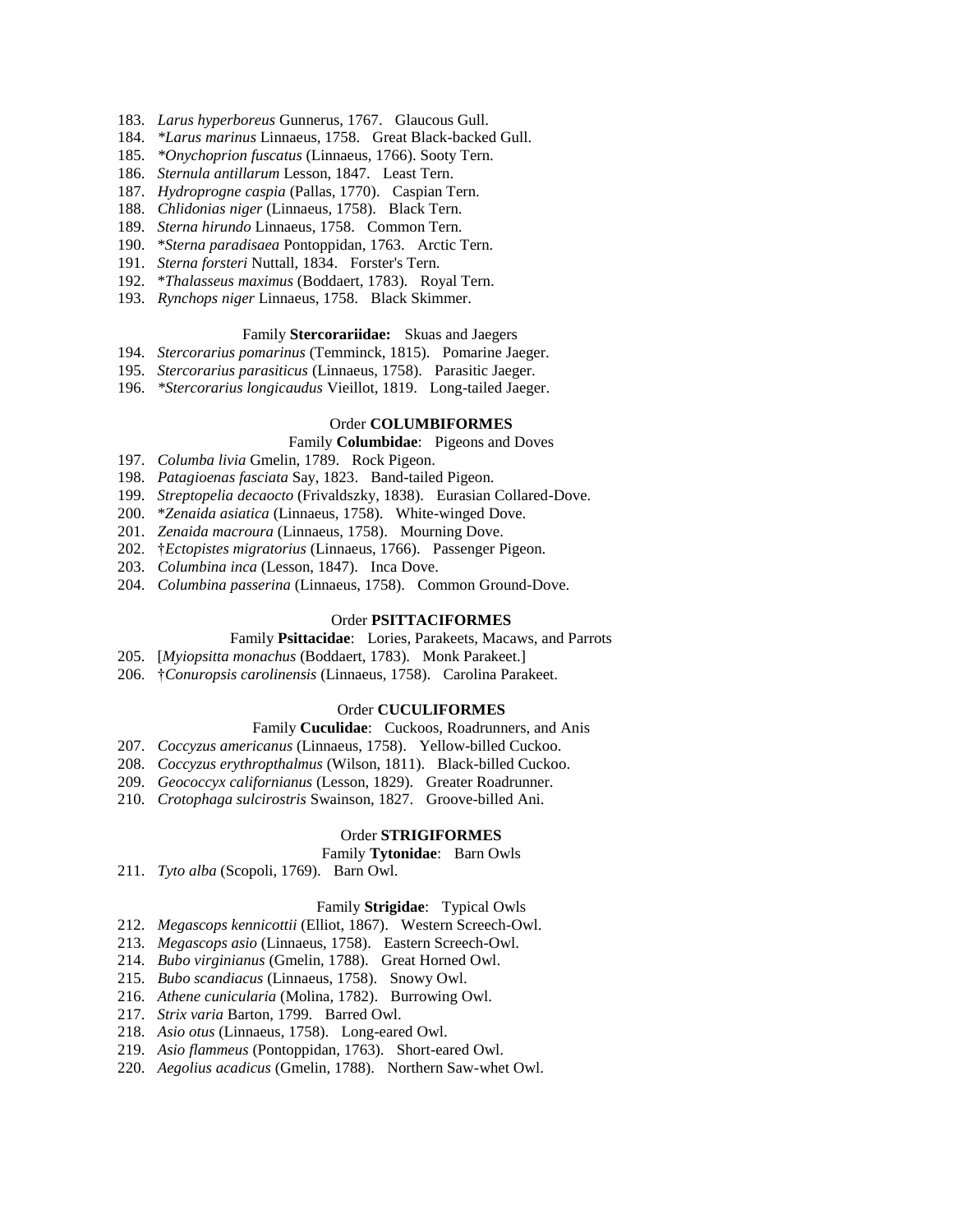183. *Larus hyperboreus* Gunnerus, 1767. Glaucous Gull.
184. *\*Larus marinus* Linnaeus, 1758. Great Black-backed Gull.
185. *\*Onychoprion fuscatus* (Linnaeus, 1766). Sooty Tern.
186. *Sternula antillarum* Lesson, 1847. Least Tern.
187. *Hydroprogne caspia* (Pallas, 1770). Caspian Tern.
188. *Chlidonias niger* (Linnaeus, 1758). Black Tern.
189. *Sterna hirundo* Linnaeus, 1758. Common Tern.
190. \**Sterna paradisaea* Pontoppidan, 1763. Arctic Tern.
191. *Sterna forsteri* Nuttall, 1834. Forster's Tern.
192. \**Thalasseus maximus* (Boddaert, 1783). Royal Tern.
193. *Rynchops niger* Linnaeus, 1758. Black Skimmer.

Family **Stercorariidae:** Skuas and Jaegers

194. *Stercorarius pomarinus* (Temminck, 1815). Pomarine Jaeger.
195. *Stercorarius parasiticus* (Linnaeus, 1758). Parasitic Jaeger.
196. *\*Stercorarius longicaudus* Vieillot, 1819. Long-tailed Jaeger.

Order **COLUMBIFORMES**

Family **Columbidae**: Pigeons and Doves

197. *Columba livia* Gmelin, 1789. Rock Pigeon.
198. *Patagioenas fasciata* Say, 1823. Band-tailed Pigeon.
199. *Streptopelia decaocto* (Frivaldszky, 1838). Eurasian Collared-Dove.
200. \**Zenaida asiatica* (Linnaeus, 1758). White-winged Dove.
201. *Zenaida macroura* (Linnaeus, 1758). Mourning Dove.
202. †*Ectopistes migratorius* (Linnaeus, 1766). Passenger Pigeon.
203. *Columbina inca* (Lesson, 1847). Inca Dove.
204. *Columbina passerina* (Linnaeus, 1758). Common Ground-Dove.

Order **PSITTACIFORMES**

Family **Psittacidae**: Lories, Parakeets, Macaws, and Parrots

205. [*Myiopsitta monachus* (Boddaert, 1783). Monk Parakeet.]
206. †*Conuropsis carolinensis* (Linnaeus, 1758). Carolina Parakeet.

Order **CUCULIFORMES**

Family **Cuculidae**: Cuckoos, Roadrunners, and Anis

207. *Coccyzus americanus* (Linnaeus, 1758). Yellow-billed Cuckoo.
208. *Coccyzus erythropthalmus* (Wilson, 1811). Black-billed Cuckoo.
209. *Geococcyx californianus* (Lesson, 1829). Greater Roadrunner.
210. *Crotophaga sulcirostris* Swainson, 1827. Groove-billed Ani.

Order **STRIGIFORMES**

Family **Tytonidae**: Barn Owls

211. *Tyto alba* (Scopoli, 1769). Barn Owl.

Family **Strigidae**: Typical Owls

212. *Megascops kennicottii* (Elliot, 1867). Western Screech-Owl.
213. *Megascops asio* (Linnaeus, 1758). Eastern Screech-Owl.
214. *Bubo virginianus* (Gmelin, 1788). Great Horned Owl.
215. *Bubo scandiacus* (Linnaeus, 1758). Snowy Owl.
216. *Athene cunicularia* (Molina, 1782). Burrowing Owl.
217. *Strix varia* Barton, 1799. Barred Owl.
218. *Asio otus* (Linnaeus, 1758). Long-eared Owl.
219. *Asio flammeus* (Pontoppidan, 1763). Short-eared Owl.
220. *Aegolius acadicus* (Gmelin, 1788). Northern Saw-whet Owl.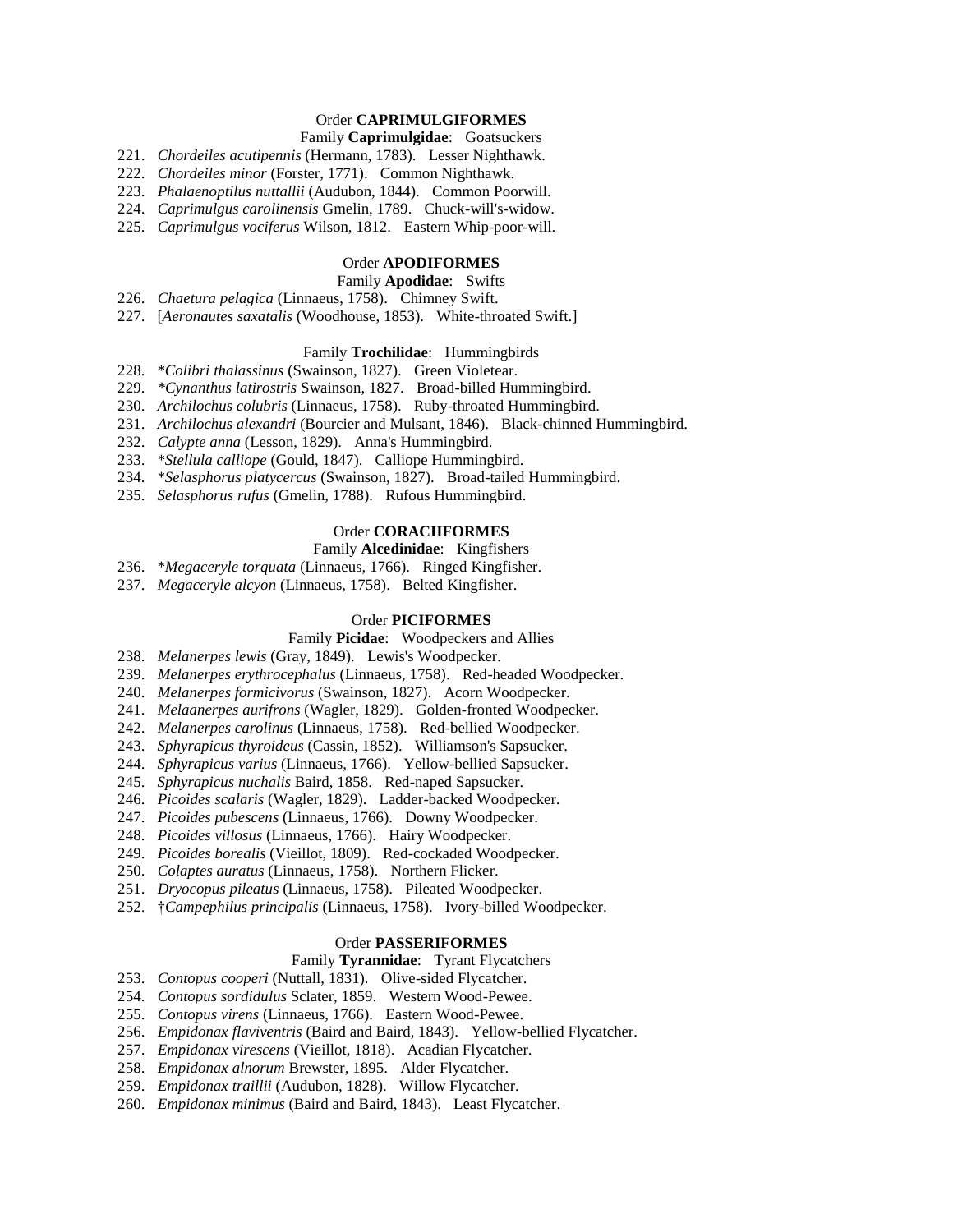### Order **CAPRIMULGIFORMES**

#### Family **Caprimulgidae**: Goatsuckers

221. *Chordeiles acutipennis* (Hermann, 1783). Lesser Nighthawk.
222. *Chordeiles minor* (Forster, 1771). Common Nighthawk.
223. *Phalaenoptilus nuttallii* (Audubon, 1844). Common Poorwill.
224. *Caprimulgus carolinensis* Gmelin, 1789. Chuck-will's-widow.
225. *Caprimulgus vociferus* Wilson, 1812. Eastern Whip-poor-will.

### Order **APODIFORMES**

#### Family **Apodidae**: Swifts

226. *Chaetura pelagica* (Linnaeus, 1758). Chimney Swift.
227. [*Aeronautes saxatalis* (Woodhouse, 1853). White-throated Swift.]

#### Family **Trochilidae**: Hummingbirds

228. \**Colibri thalassinus* (Swainson, 1827). Green Violetear.
229. *\*Cynanthus latirostris* Swainson, 1827. Broad-billed Hummingbird.
230. *Archilochus colubris* (Linnaeus, 1758). Ruby-throated Hummingbird.
231. *Archilochus alexandri* (Bourcier and Mulsant, 1846). Black-chinned Hummingbird.
232. *Calypte anna* (Lesson, 1829). Anna's Hummingbird.
233. \**Stellula calliope* (Gould, 1847). Calliope Hummingbird.
234. \**Selasphorus platycercus* (Swainson, 1827). Broad-tailed Hummingbird.
235. *Selasphorus rufus* (Gmelin, 1788). Rufous Hummingbird.

### Order **CORACIIFORMES**

#### Family **Alcedinidae**: Kingfishers

236. \**Megaceryle torquata* (Linnaeus, 1766). Ringed Kingfisher.
237. *Megaceryle alcyon* (Linnaeus, 1758). Belted Kingfisher.

### Order **PICIFORMES**

#### Family **Picidae**: Woodpeckers and Allies

238. *Melanerpes lewis* (Gray, 1849). Lewis's Woodpecker.
239. *Melanerpes erythrocephalus* (Linnaeus, 1758). Red-headed Woodpecker.
240. *Melanerpes formicivorus* (Swainson, 1827). Acorn Woodpecker.
241. *Melaanerpes aurifrons* (Wagler, 1829). Golden-fronted Woodpecker.
242. *Melanerpes carolinus* (Linnaeus, 1758). Red-bellied Woodpecker.
243. *Sphyrapicus thyroideus* (Cassin, 1852). Williamson's Sapsucker.
244. *Sphyrapicus varius* (Linnaeus, 1766). Yellow-bellied Sapsucker.
245. *Sphyrapicus nuchalis* Baird, 1858. Red-naped Sapsucker.
246. *Picoides scalaris* (Wagler, 1829). Ladder-backed Woodpecker.
247. *Picoides pubescens* (Linnaeus, 1766). Downy Woodpecker.
248. *Picoides villosus* (Linnaeus, 1766). Hairy Woodpecker.
249. *Picoides borealis* (Vieillot, 1809). Red-cockaded Woodpecker.
250. *Colaptes auratus* (Linnaeus, 1758). Northern Flicker.
251. *Dryocopus pileatus* (Linnaeus, 1758). Pileated Woodpecker.
252. †*Campephilus principalis* (Linnaeus, 1758). Ivory-billed Woodpecker.

### Order **PASSERIFORMES**

#### Family **Tyrannidae**: Tyrant Flycatchers

253. *Contopus cooperi* (Nuttall, 1831). Olive-sided Flycatcher.
254. *Contopus sordidulus* Sclater, 1859. Western Wood-Pewee.
255. *Contopus virens* (Linnaeus, 1766). Eastern Wood-Pewee.
256. *Empidonax flaviventris* (Baird and Baird, 1843). Yellow-bellied Flycatcher.
257. *Empidonax virescens* (Vieillot, 1818). Acadian Flycatcher.
258. *Empidonax alnorum* Brewster, 1895. Alder Flycatcher.
259. *Empidonax traillii* (Audubon, 1828). Willow Flycatcher.
260. *Empidonax minimus* (Baird and Baird, 1843). Least Flycatcher.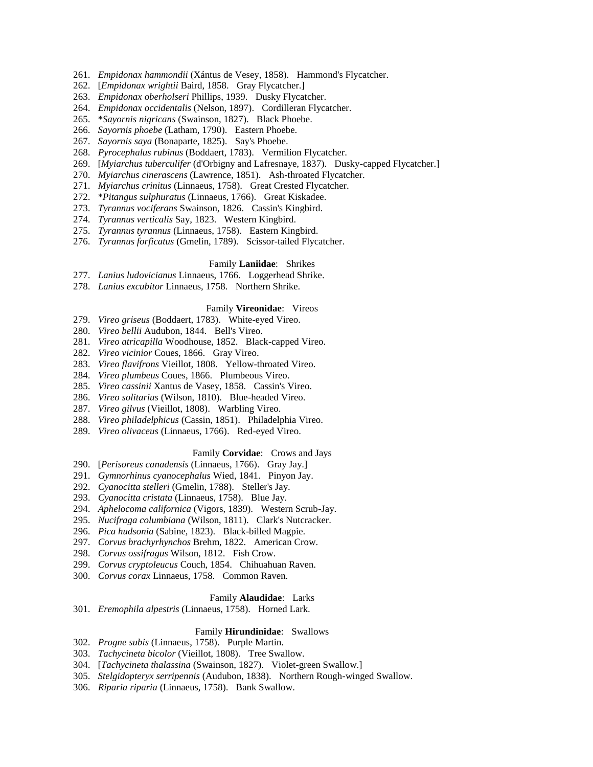261. *Empidonax hammondii* (Xántus de Vesey, 1858). Hammond's Flycatcher.
262. [*Empidonax wrightii* Baird, 1858. Gray Flycatcher.]
263. *Empidonax oberholseri* Phillips, 1939. Dusky Flycatcher.
264. *Empidonax occidentalis* (Nelson, 1897). Cordilleran Flycatcher.
265. **Sayornis nigricans* (Swainson, 1827). Black Phoebe.
266. *Sayornis phoebe* (Latham, 1790). Eastern Phoebe.
267. *Sayornis saya* (Bonaparte, 1825). Say's Phoebe.
268. *Pyrocephalus rubinus* (Boddaert, 1783). Vermilion Flycatcher.
269. [*Myiarchus tuberculifer* (d'Orbigny and Lafresnaye, 1837). Dusky-capped Flycatcher.]
270. *Myiarchus cinerascens* (Lawrence, 1851). Ash-throated Flycatcher.
271. *Myiarchus crinitus* (Linnaeus, 1758). Great Crested Flycatcher.
272. **Pitangus sulphuratus* (Linnaeus, 1766). Great Kiskadee.
273. *Tyrannus vociferans* Swainson, 1826. Cassin's Kingbird.
274. *Tyrannus verticalis* Say, 1823. Western Kingbird.
275. *Tyrannus tyrannus* (Linnaeus, 1758). Eastern Kingbird.
276. *Tyrannus forficatus* (Gmelin, 1789). Scissor-tailed Flycatcher.

Family **Laniidae**: Shrikes

277. *Lanius ludovicianus* Linnaeus, 1766. Loggerhead Shrike.
278. *Lanius excubitor* Linnaeus, 1758. Northern Shrike.

Family **Vireonidae**: Vireos

279. *Vireo griseus* (Boddaert, 1783). White-eyed Vireo.
280. *Vireo bellii* Audubon, 1844. Bell's Vireo.
281. *Vireo atricapilla* Woodhouse, 1852. Black-capped Vireo.
282. *Vireo vicinior* Coues, 1866. Gray Vireo.
283. *Vireo flavifrons* Vieillot, 1808. Yellow-throated Vireo.
284. *Vireo plumbeus* Coues, 1866. Plumbeous Vireo.
285. *Vireo cassinii* Xantus de Vasey, 1858. Cassin's Vireo.
286. *Vireo solitarius* (Wilson, 1810). Blue-headed Vireo.
287. *Vireo gilvus* (Vieillot, 1808). Warbling Vireo.
288. *Vireo philadelphicus* (Cassin, 1851). Philadelphia Vireo.
289. *Vireo olivaceus* (Linnaeus, 1766). Red-eyed Vireo.

Family **Corvidae**: Crows and Jays

290. [*Perisoreus canadensis* (Linnaeus, 1766). Gray Jay.]
291. *Gymnorhinus cyanocephalus* Wied, 1841. Pinyon Jay.
292. *Cyanocitta stelleri* (Gmelin, 1788). Steller's Jay.
293. *Cyanocitta cristata* (Linnaeus, 1758). Blue Jay.
294. *Aphelocoma californica* (Vigors, 1839). Western Scrub-Jay.
295. *Nucifraga columbiana* (Wilson, 1811). Clark's Nutcracker.
296. *Pica hudsonia* (Sabine, 1823). Black-billed Magpie.
297. *Corvus brachyrhynchos* Brehm, 1822. American Crow.
298. *Corvus ossifragus* Wilson, 1812. Fish Crow.
299. *Corvus cryptoleucus* Couch, 1854. Chihuahuan Raven.
300. *Corvus corax* Linnaeus, 1758. Common Raven.

Family **Alaudidae**: Larks

301. *Eremophila alpestris* (Linnaeus, 1758). Horned Lark.

Family **Hirundinidae**: Swallows

302. *Progne subis* (Linnaeus, 1758). Purple Martin.
303. *Tachycineta bicolor* (Vieillot, 1808). Tree Swallow.
304. [*Tachycineta thalassina* (Swainson, 1827). Violet-green Swallow.]
305. *Stelgidopteryx serripennis* (Audubon, 1838). Northern Rough-winged Swallow.
306. *Riparia riparia* (Linnaeus, 1758). Bank Swallow.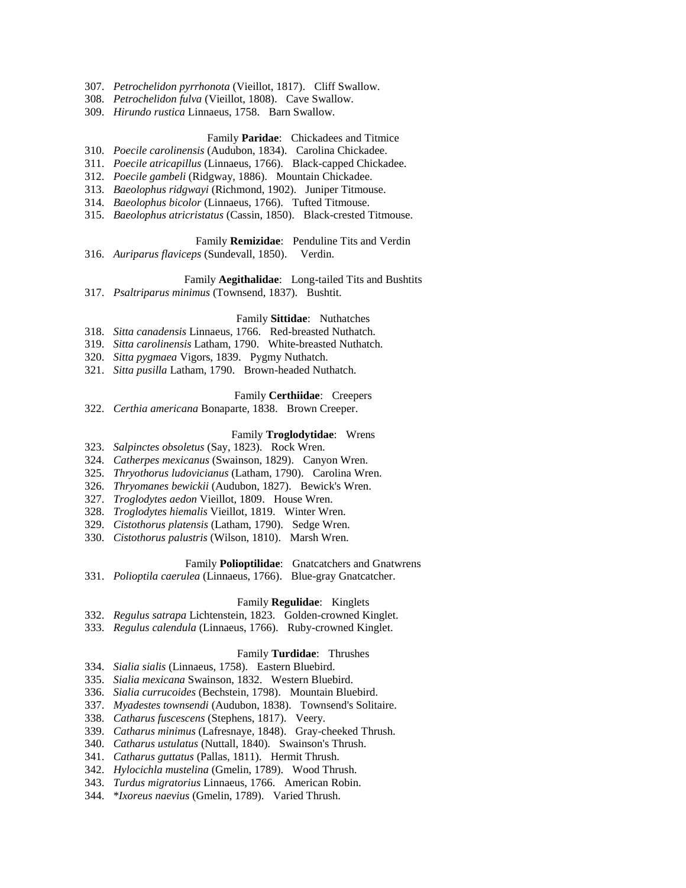307. *Petrochelidon pyrrhonota* (Vieillot, 1817). Cliff Swallow.
308. *Petrochelidon fulva* (Vieillot, 1808). Cave Swallow.
309. *Hirundo rustica* Linnaeus, 1758. Barn Swallow.

Family **Paridae**: Chickadees and Titmice

310. *Poecile carolinensis* (Audubon, 1834). Carolina Chickadee.
311. *Poecile atricapillus* (Linnaeus, 1766). Black-capped Chickadee.
312. *Poecile gambeli* (Ridgway, 1886). Mountain Chickadee.
313. *Baeolophus ridgwayi* (Richmond, 1902). Juniper Titmouse.
314. *Baeolophus bicolor* (Linnaeus, 1766). Tufted Titmouse.
315. *Baeolophus atricristatus* (Cassin, 1850). Black-crested Titmouse.

Family **Remizidae**: Penduline Tits and Verdin

316. *Auriparus flaviceps* (Sundevall, 1850). Verdin.

Family **Aegithalidae**: Long-tailed Tits and Bushtits

317. *Psaltriparus minimus* (Townsend, 1837). Bushtit.

Family **Sittidae**: Nuthatches

318. *Sitta canadensis* Linnaeus, 1766. Red-breasted Nuthatch.
319. *Sitta carolinensis* Latham, 1790. White-breasted Nuthatch.
320. *Sitta pygmaea* Vigors, 1839. Pygmy Nuthatch.
321. *Sitta pusilla* Latham, 1790. Brown-headed Nuthatch.

Family **Certhiidae**: Creepers

322. *Certhia americana* Bonaparte, 1838. Brown Creeper.

Family **Troglodytidae**: Wrens

323. *Salpinctes obsoletus* (Say, 1823). Rock Wren.
324. *Catherpes mexicanus* (Swainson, 1829). Canyon Wren.
325. *Thryothorus ludovicianus* (Latham, 1790). Carolina Wren.
326. *Thryomanes bewickii* (Audubon, 1827). Bewick's Wren.
327. *Troglodytes aedon* Vieillot, 1809. House Wren.
328. *Troglodytes hiemalis* Vieillot, 1819. Winter Wren.
329. *Cistothorus platensis* (Latham, 1790). Sedge Wren.
330. *Cistothorus palustris* (Wilson, 1810). Marsh Wren.

Family **Polioptilidae**: Gnatcatchers and Gnatwrens

331. *Polioptila caerulea* (Linnaeus, 1766). Blue-gray Gnatcatcher.

Family **Regulidae**: Kinglets

332. *Regulus satrapa* Lichtenstein, 1823. Golden-crowned Kinglet.
333. *Regulus calendula* (Linnaeus, 1766). Ruby-crowned Kinglet.

Family **Turdidae**: Thrushes

334. *Sialia sialis* (Linnaeus, 1758). Eastern Bluebird.
335. *Sialia mexicana* Swainson, 1832. Western Bluebird.
336. *Sialia currucoides* (Bechstein, 1798). Mountain Bluebird.
337. *Myadestes townsendi* (Audubon, 1838). Townsend's Solitaire.
338. *Catharus fuscescens* (Stephens, 1817). Veery.
339. *Catharus minimus* (Lafresnaye, 1848). Gray-cheeked Thrush.
340. *Catharus ustulatus* (Nuttall, 1840). Swainson's Thrush.
341. *Catharus guttatus* (Pallas, 1811). Hermit Thrush.
342. *Hylocichla mustelina* (Gmelin, 1789). Wood Thrush.
343. *Turdus migratorius* Linnaeus, 1766. American Robin.
344. \**Ixoreus naevius* (Gmelin, 1789). Varied Thrush.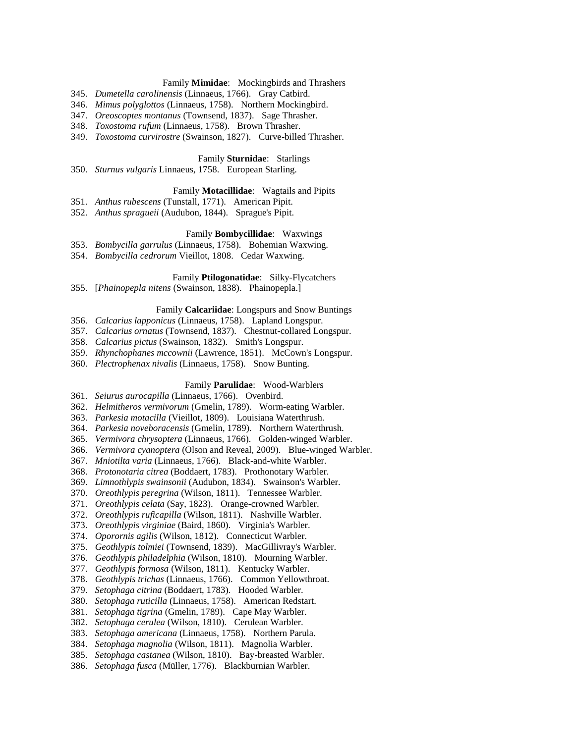Family **Mimidae**: Mockingbirds and Thrashers

345. *Dumetella carolinensis* (Linnaeus, 1766). Gray Catbird.
346. *Mimus polyglottos* (Linnaeus, 1758). Northern Mockingbird.
347. *Oreoscoptes montanus* (Townsend, 1837). Sage Thrasher.
348. *Toxostoma rufum* (Linnaeus, 1758). Brown Thrasher.
349. *Toxostoma curvirostre* (Swainson, 1827). Curve-billed Thrasher.

Family **Sturnidae**: Starlings

350. *Sturnus vulgaris* Linnaeus, 1758. European Starling.

Family **Motacillidae**: Wagtails and Pipits

351. *Anthus rubescens* (Tunstall, 1771). American Pipit.
352. *Anthus spragueii* (Audubon, 1844). Sprague's Pipit.

Family **Bombycillidae**: Waxwings

353. *Bombycilla garrulus* (Linnaeus, 1758). Bohemian Waxwing.
354. *Bombycilla cedrorum* Vieillot, 1808. Cedar Waxwing.

Family **Ptilogonatidae**: Silky-Flycatchers

355. [*Phainopepla nitens* (Swainson, 1838). Phainopepla.]

Family **Calcariidae**: Longspurs and Snow Buntings

356. *Calcarius lapponicus* (Linnaeus, 1758). Lapland Longspur.
357. *Calcarius ornatus* (Townsend, 1837). Chestnut-collared Longspur.
358. *Calcarius pictus* (Swainson, 1832). Smith's Longspur.
359. *Rhynchophanes mccownii* (Lawrence, 1851). McCown's Longspur.
360. *Plectrophenax nivalis* (Linnaeus, 1758). Snow Bunting.

Family **Parulidae**: Wood-Warblers

361. *Seiurus aurocapilla* (Linnaeus, 1766). Ovenbird.
362. *Helmitheros vermivorum* (Gmelin, 1789). Worm-eating Warbler.
363. *Parkesia motacilla* (Vieillot, 1809). Louisiana Waterthrush.
364. *Parkesia noveboracensis* (Gmelin, 1789). Northern Waterthrush.
365. *Vermivora chrysoptera* (Linnaeus, 1766). Golden-winged Warbler.
366. *Vermivora cyanoptera* (Olson and Reveal, 2009). Blue-winged Warbler.
367. *Mniotilta varia* (Linnaeus, 1766). Black-and-white Warbler.
368. *Protonotaria citrea* (Boddaert, 1783). Prothonotary Warbler.
369. *Limnothlypis swainsonii* (Audubon, 1834). Swainson's Warbler.
370. *Oreothlypis peregrina* (Wilson, 1811). Tennessee Warbler.
371. *Oreothlypis celata* (Say, 1823). Orange-crowned Warbler.
372. *Oreothlypis ruficapilla* (Wilson, 1811). Nashville Warbler.
373. *Oreothlypis virginiae* (Baird, 1860). Virginia's Warbler.
374. *Oporornis agilis* (Wilson, 1812). Connecticut Warbler.
375. *Geothlypis tolmiei* (Townsend, 1839). MacGillivray's Warbler.
376. *Geothlypis philadelphia* (Wilson, 1810). Mourning Warbler.
377. *Geothlypis formosa* (Wilson, 1811). Kentucky Warbler.
378. *Geothlypis trichas* (Linnaeus, 1766). Common Yellowthroat.
379. *Setophaga citrina* (Boddaert, 1783). Hooded Warbler.
380. *Setophaga ruticilla* (Linnaeus, 1758). American Redstart.
381. *Setophaga tigrina* (Gmelin, 1789). Cape May Warbler.
382. *Setophaga cerulea* (Wilson, 1810). Cerulean Warbler.
383. *Setophaga americana* (Linnaeus, 1758). Northern Parula.
384. *Setophaga magnolia* (Wilson, 1811). Magnolia Warbler.
385. *Setophaga castanea* (Wilson, 1810). Bay-breasted Warbler.
386. *Setophaga fusca* (Müller, 1776). Blackburnian Warbler.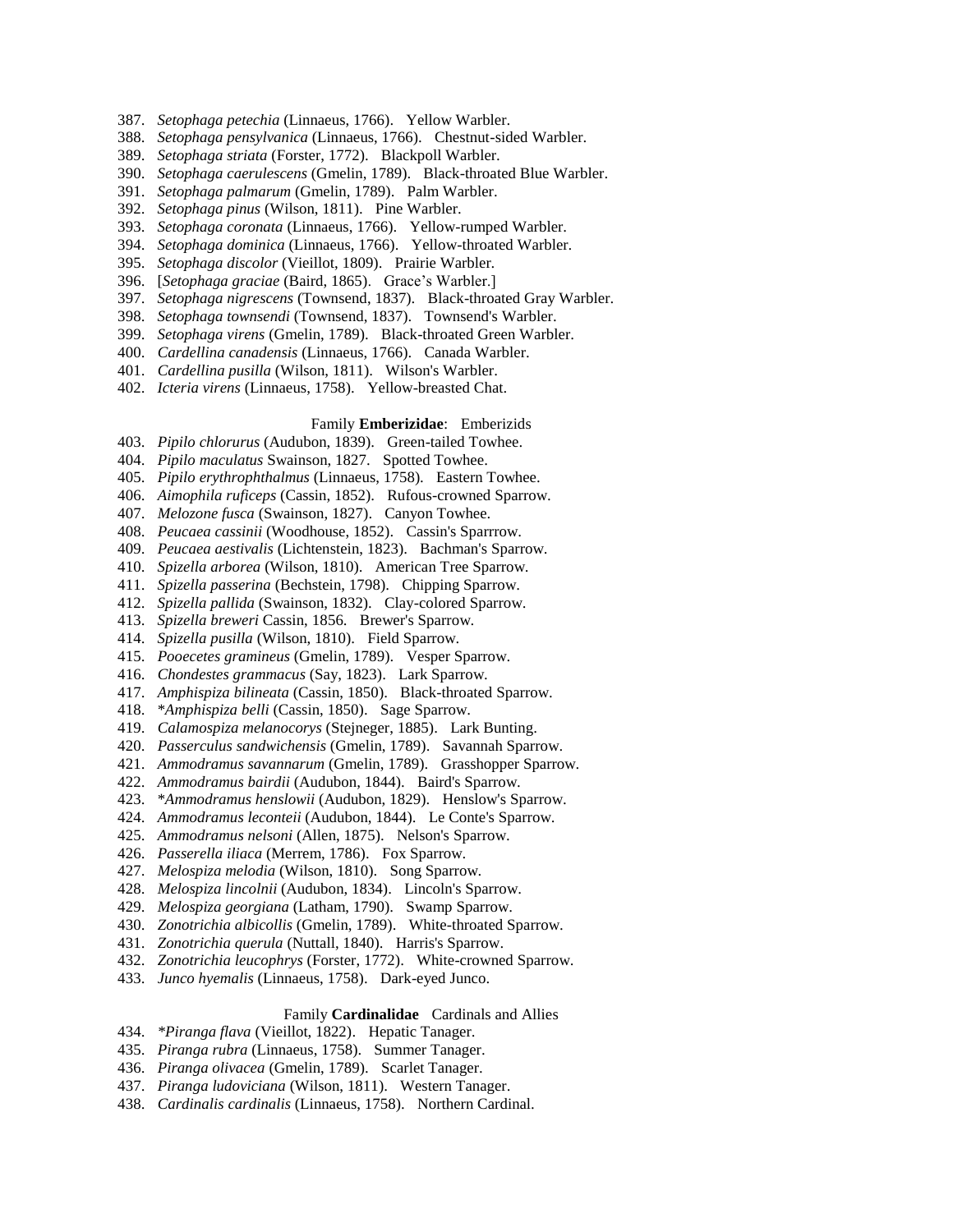387. *Setophaga petechia* (Linnaeus, 1766). Yellow Warbler.
388. *Setophaga pensylvanica* (Linnaeus, 1766). Chestnut-sided Warbler.
389. *Setophaga striata* (Forster, 1772). Blackpoll Warbler.
390. *Setophaga caerulescens* (Gmelin, 1789). Black-throated Blue Warbler.
391. *Setophaga palmarum* (Gmelin, 1789). Palm Warbler.
392. *Setophaga pinus* (Wilson, 1811). Pine Warbler.
393. *Setophaga coronata* (Linnaeus, 1766). Yellow-rumped Warbler.
394. *Setophaga dominica* (Linnaeus, 1766). Yellow-throated Warbler.
395. *Setophaga discolor* (Vieillot, 1809). Prairie Warbler.
396. [*Setophaga graciae* (Baird, 1865). Grace's Warbler.]
397. *Setophaga nigrescens* (Townsend, 1837). Black-throated Gray Warbler.
398. *Setophaga townsendi* (Townsend, 1837). Townsend's Warbler.
399. *Setophaga virens* (Gmelin, 1789). Black-throated Green Warbler.
400. *Cardellina canadensis* (Linnaeus, 1766). Canada Warbler.
401. *Cardellina pusilla* (Wilson, 1811). Wilson's Warbler.
402. *Icteria virens* (Linnaeus, 1758). Yellow-breasted Chat.

Family **Emberizidae**: Emberizids

403. *Pipilo chlorurus* (Audubon, 1839). Green-tailed Towhee.
404. *Pipilo maculatus* Swainson, 1827. Spotted Towhee.
405. *Pipilo erythrophthalmus* (Linnaeus, 1758). Eastern Towhee.
406. *Aimophila ruficeps* (Cassin, 1852). Rufous-crowned Sparrow.
407. *Melozone fusca* (Swainson, 1827). Canyon Towhee.
408. *Peucaea cassinii* (Woodhouse, 1852). Cassin's Sparrrow.
409. *Peucaea aestivalis* (Lichtenstein, 1823). Bachman's Sparrow.
410. *Spizella arborea* (Wilson, 1810). American Tree Sparrow.
411. *Spizella passerina* (Bechstein, 1798). Chipping Sparrow.
412. *Spizella pallida* (Swainson, 1832). Clay-colored Sparrow.
413. *Spizella breweri* Cassin, 1856. Brewer's Sparrow.
414. *Spizella pusilla* (Wilson, 1810). Field Sparrow.
415. *Pooecetes gramineus* (Gmelin, 1789). Vesper Sparrow.
416. *Chondestes grammacus* (Say, 1823). Lark Sparrow.
417. *Amphispiza bilineata* (Cassin, 1850). Black-throated Sparrow.
418. \**Amphispiza belli* (Cassin, 1850). Sage Sparrow.
419. *Calamospiza melanocorys* (Stejneger, 1885). Lark Bunting.
420. *Passerculus sandwichensis* (Gmelin, 1789). Savannah Sparrow.
421. *Ammodramus savannarum* (Gmelin, 1789). Grasshopper Sparrow.
422. *Ammodramus bairdii* (Audubon, 1844). Baird's Sparrow.
423. \**Ammodramus henslowii* (Audubon, 1829). Henslow's Sparrow.
424. *Ammodramus leconteii* (Audubon, 1844). Le Conte's Sparrow.
425. *Ammodramus nelsoni* (Allen, 1875). Nelson's Sparrow.
426. *Passerella iliaca* (Merrem, 1786). Fox Sparrow.
427. *Melospiza melodia* (Wilson, 1810). Song Sparrow.
428. *Melospiza lincolnii* (Audubon, 1834). Lincoln's Sparrow.
429. *Melospiza georgiana* (Latham, 1790). Swamp Sparrow.
430. *Zonotrichia albicollis* (Gmelin, 1789). White-throated Sparrow.
431. *Zonotrichia querula* (Nuttall, 1840). Harris's Sparrow.
432. *Zonotrichia leucophrys* (Forster, 1772). White-crowned Sparrow.
433. *Junco hyemalis* (Linnaeus, 1758). Dark-eyed Junco.

Family **Cardinalidae** Cardinals and Allies

434. \**Piranga flava* (Vieillot, 1822). Hepatic Tanager.
435. *Piranga rubra* (Linnaeus, 1758). Summer Tanager.
436. *Piranga olivacea* (Gmelin, 1789). Scarlet Tanager.
437. *Piranga ludoviciana* (Wilson, 1811). Western Tanager.
438. *Cardinalis cardinalis* (Linnaeus, 1758). Northern Cardinal.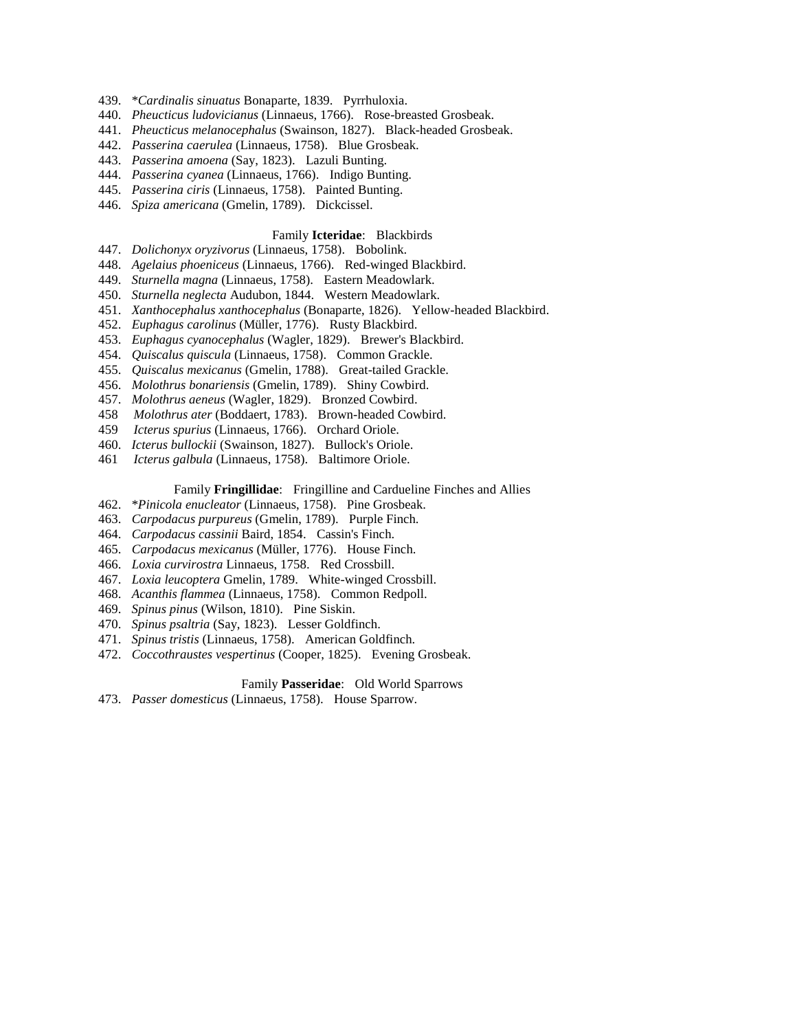439. **Cardinalis sinuatus* Bonaparte, 1839. Pyrrhuloxia.
440. *Pheucticus ludovicianus* (Linnaeus, 1766). Rose-breasted Grosbeak.
441. *Pheucticus melanocephalus* (Swainson, 1827). Black-headed Grosbeak.
442. *Passerina caerulea* (Linnaeus, 1758). Blue Grosbeak.
443. *Passerina amoena* (Say, 1823). Lazuli Bunting.
444. *Passerina cyanea* (Linnaeus, 1766). Indigo Bunting.
445. *Passerina ciris* (Linnaeus, 1758). Painted Bunting.
446. *Spiza americana* (Gmelin, 1789). Dickcissel.

Family **Icteridae**: Blackbirds

447. *Dolichonyx oryzivorus* (Linnaeus, 1758). Bobolink.
448. *Agelaius phoeniceus* (Linnaeus, 1766). Red-winged Blackbird.
449. *Sturnella magna* (Linnaeus, 1758). Eastern Meadowlark.
450. *Sturnella neglecta* Audubon, 1844. Western Meadowlark.
451. *Xanthocephalus xanthocephalus* (Bonaparte, 1826). Yellow-headed Blackbird.
452. *Euphagus carolinus* (Müller, 1776). Rusty Blackbird.
453. *Euphagus cyanocephalus* (Wagler, 1829). Brewer's Blackbird.
454. *Quiscalus quiscula* (Linnaeus, 1758). Common Grackle.
455. *Quiscalus mexicanus* (Gmelin, 1788). Great-tailed Grackle.
456. *Molothrus bonariensis* (Gmelin, 1789). Shiny Cowbird.
457. *Molothrus aeneus* (Wagler, 1829). Bronzed Cowbird.
458 *Molothrus ater* (Boddaert, 1783). Brown-headed Cowbird.
459 *Icterus spurius* (Linnaeus, 1766). Orchard Oriole.
460. *Icterus bullockii* (Swainson, 1827). Bullock's Oriole.
461 *Icterus galbula* (Linnaeus, 1758). Baltimore Oriole.

Family **Fringillidae**: Fringilline and Cardueline Finches and Allies

462. **Pinicola enucleator* (Linnaeus, 1758). Pine Grosbeak.
463. *Carpodacus purpureus* (Gmelin, 1789). Purple Finch.
464. *Carpodacus cassinii* Baird, 1854. Cassin's Finch.
465. *Carpodacus mexicanus* (Müller, 1776). House Finch.
466. *Loxia curvirostra* Linnaeus, 1758. Red Crossbill.
467. *Loxia leucoptera* Gmelin, 1789. White-winged Crossbill.
468. *Acanthis flammea* (Linnaeus, 1758). Common Redpoll.
469. *Spinus pinus* (Wilson, 1810). Pine Siskin.
470. *Spinus psaltria* (Say, 1823). Lesser Goldfinch.
471. *Spinus tristis* (Linnaeus, 1758). American Goldfinch.
472. *Coccothraustes vespertinus* (Cooper, 1825). Evening Grosbeak.

Family **Passeridae**: Old World Sparrows

473. *Passer domesticus* (Linnaeus, 1758). House Sparrow.